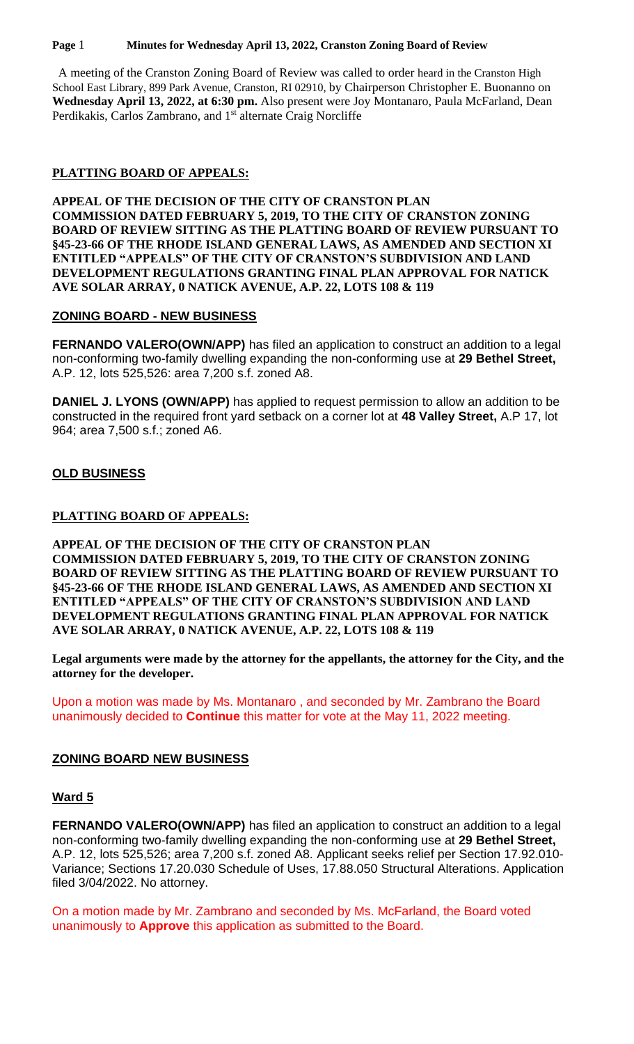A meeting of the Cranston Zoning Board of Review was called to order heard in the Cranston High School East Library, 899 Park Avenue, Cranston, RI 02910, by Chairperson Christopher E. Buonanno on **Wednesday April 13, 2022, at 6:30 pm.** Also present were Joy Montanaro, Paula McFarland, Dean Perdikakis, Carlos Zambrano, and 1st alternate Craig Norcliffe

## PLATTING BOARD OF APPEALS:

**APPEAL OF THE DECISION OF THE CITY OF CRANSTON PLAN COMMISSION DATED FEBRUARY 5, 2019, TO THE CITY OF CRANSTON ZONING BOARD OF REVIEW SITTING AS THE PLATTING BOARD OF REVIEW PURSUANT TO §45-23-66 OF THE RHODE ISLAND GENERAL LAWS, AS AMENDED AND SECTION XI ENTITLED "APPEALS" OF THE CITY OF CRANSTON'S SUBDIVISION AND LAND DEVELOPMENT REGULATIONS GRANTING FINAL PLAN APPROVAL FOR NATICK AVE SOLAR ARRAY, 0 NATICK AVENUE, A.P. 22, LOTS 108 & 119**

## ZONING BOARD - NEW BUSINESS

**FERNANDO VALERO(OWN/APP)** has filed an application to construct an addition to a legal non-conforming two-family dwelling expanding the non-conforming use at **29 Bethel Street,** A.P. 12, lots 525,526: area 7,200 s.f. zoned A8.

**DANIEL J. LYONS (OWN/APP)** has applied to request permission to allow an addition to be constructed in the required front yard setback on a corner lot at **48 Valley Street,** A.P 17, lot 964; area 7,500 s.f.; zoned A6.

## OLD BUSINESS

## PLATTING BOARD OF APPEALS:

**APPEAL OF THE DECISION OF THE CITY OF CRANSTON PLAN COMMISSION DATED FEBRUARY 5, 2019, TO THE CITY OF CRANSTON ZONING BOARD OF REVIEW SITTING AS THE PLATTING BOARD OF REVIEW PURSUANT TO §45-23-66 OF THE RHODE ISLAND GENERAL LAWS, AS AMENDED AND SECTION XI ENTITLED "APPEALS" OF THE CITY OF CRANSTON'S SUBDIVISION AND LAND DEVELOPMENT REGULATIONS GRANTING FINAL PLAN APPROVAL FOR NATICK AVE SOLAR ARRAY, 0 NATICK AVENUE, A.P. 22, LOTS 108 & 119**

**Legal arguments were made by the attorney for the appellants, the attorney for the City, and the attorney for the developer.**

Upon a motion was made by Ms. Montanaro , and seconded by Mr. Zambrano the Board unanimously decided to **Continue** this matter for vote at the May 11, 2022 meeting.

## ZONING BOARD NEW BUSINESS

### Ward 5

**FERNANDO VALERO(OWN/APP)** has filed an application to construct an addition to a legal non-conforming two-family dwelling expanding the non-conforming use at **29 Bethel Street,** A.P. 12, lots 525,526; area 7,200 s.f. zoned A8. Applicant seeks relief per Section 17.92.010-Variance; Sections 17.20.030 Schedule of Uses, 17.88.050 Structural Alterations. Application filed 3/04/2022. No attorney.

On a motion made by Mr. Zambrano and seconded by Ms. McFarland, the Board voted unanimously to **Approve** this application as submitted to the Board.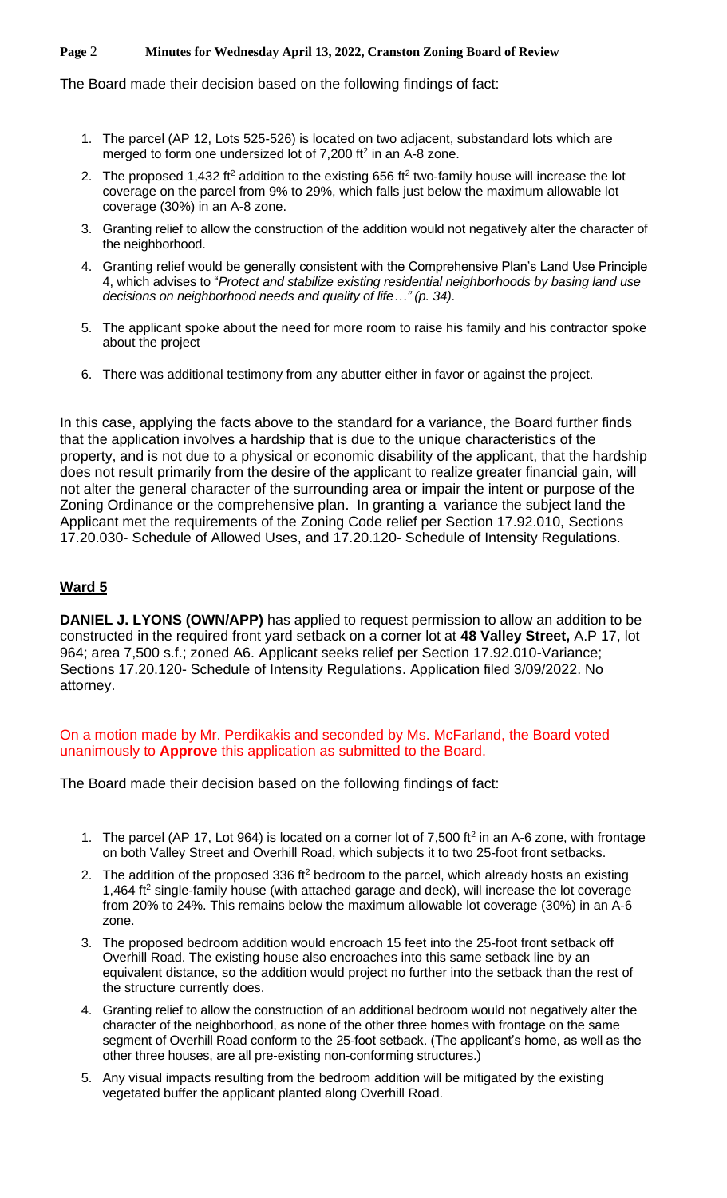The Board made their decision based on the following findings of fact:

1. The parcel (AP 12, Lots 525-526) is located on two adjacent, substandard lots which are merged to form one undersized lot of 7,200 ft$^2$ in an A-8 zone.
2. The proposed 1,432 ft$^2$ addition to the existing 656 ft$^2$ two-family house will increase the lot coverage on the parcel from 9% to 29%, which falls just below the maximum allowable lot coverage (30%) in an A-8 zone.
3. Granting relief to allow the construction of the addition would not negatively alter the character of the neighborhood.
4. Granting relief would be generally consistent with the Comprehensive Plan's Land Use Principle 4, which advises to "*Protect and stabilize existing residential neighborhoods by basing land use decisions on neighborhood needs and quality of life…" (p. 34)*.
5. The applicant spoke about the need for more room to raise his family and his contractor spoke about the project
6. There was additional testimony from any abutter either in favor or against the project.

In this case, applying the facts above to the standard for a variance, the Board further finds that the application involves a hardship that is due to the unique characteristics of the property, and is not due to a physical or economic disability of the applicant, that the hardship does not result primarily from the desire of the applicant to realize greater financial gain, will not alter the general character of the surrounding area or impair the intent or purpose of the Zoning Ordinance or the comprehensive plan. In granting a variance the subject land the Applicant met the requirements of the Zoning Code relief per Section 17.92.010, Sections 17.20.030- Schedule of Allowed Uses, and 17.20.120- Schedule of Intensity Regulations.

## Ward 5

**DANIEL J. LYONS (OWN/APP)** has applied to request permission to allow an addition to be constructed in the required front yard setback on a corner lot at **48 Valley Street,** A.P 17, lot 964; area 7,500 s.f.; zoned A6. Applicant seeks relief per Section 17.92.010-Variance; Sections 17.20.120- Schedule of Intensity Regulations. Application filed 3/09/2022. No attorney.

On a motion made by Mr. Perdikakis and seconded by Ms. McFarland, the Board voted unanimously to **Approve** this application as submitted to the Board.

The Board made their decision based on the following findings of fact:

1. The parcel (AP 17, Lot 964) is located on a corner lot of 7,500 ft$^2$ in an A-6 zone, with frontage on both Valley Street and Overhill Road, which subjects it to two 25-foot front setbacks.
2. The addition of the proposed 336 ft$^2$ bedroom to the parcel, which already hosts an existing 1,464 ft$^2$ single-family house (with attached garage and deck), will increase the lot coverage from 20% to 24%. This remains below the maximum allowable lot coverage (30%) in an A-6 zone.
3. The proposed bedroom addition would encroach 15 feet into the 25-foot front setback off Overhill Road. The existing house also encroaches into this same setback line by an equivalent distance, so the addition would project no further into the setback than the rest of the structure currently does.
4. Granting relief to allow the construction of an additional bedroom would not negatively alter the character of the neighborhood, as none of the other three homes with frontage on the same segment of Overhill Road conform to the 25-foot setback. (The applicant's home, as well as the other three houses, are all pre-existing non-conforming structures.)
5. Any visual impacts resulting from the bedroom addition will be mitigated by the existing vegetated buffer the applicant planted along Overhill Road.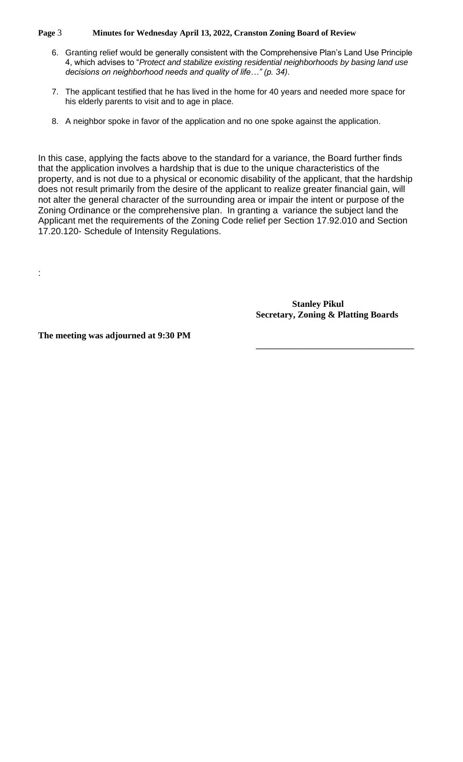6. Granting relief would be generally consistent with the Comprehensive Plan's Land Use Principle 4, which advises to "*Protect and stabilize existing residential neighborhoods by basing land use decisions on neighborhood needs and quality of life…" (p. 34)*.

7. The applicant testified that he has lived in the home for 40 years and needed more space for his elderly parents to visit and to age in place.

8. A neighbor spoke in favor of the application and no one spoke against the application.

In this case, applying the facts above to the standard for a variance, the Board further finds that the application involves a hardship that is due to the unique characteristics of the property, and is not due to a physical or economic disability of the applicant, that the hardship does not result primarily from the desire of the applicant to realize greater financial gain, will not alter the general character of the surrounding area or impair the intent or purpose of the Zoning Ordinance or the comprehensive plan. In granting a variance the subject land the Applicant met the requirements of the Zoning Code relief per Section 17.92.010 and Section 17.20.120- Schedule of Intensity Regulations.

:

**Stanley Pikul**
**Secretary, Zoning & Platting Boards**

**The meeting was adjourned at 9:30 PM**

_________________________________